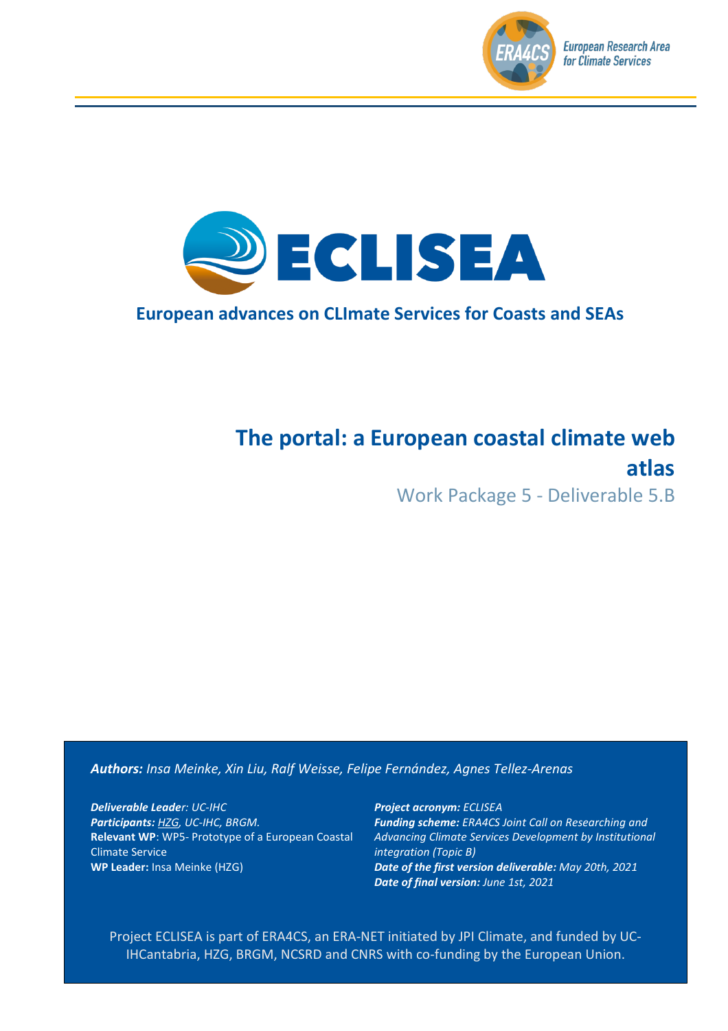European Research Area for Climate Services

# ECLISEA

**European advances on CLImate Services for Coasts and SEAs**

# The portal: a European coastal climate web atlas

## Work Package 5 - Deliverable 5.B

***Authors:*** *Insa Meinke, Xin Liu, Ralf Weisse, Felipe Fernández, Agnes Tellez-Arenas*

***Deliverable Leader:*** *UC-IHC*
***Participants:*** *HZG, UC-IHC, BRGM.*
**Relevant WP**: WP5- Prototype of a European Coastal Climate Service
**WP Leader:** Insa Meinke (HZG)

***Project acronym:*** *ECLISEA*
***Funding scheme:*** *ERA4CS Joint Call on Researching and Advancing Climate Services Development by Institutional integration (Topic B)*
***Date of the first version deliverable:*** *May 20th, 2021*
***Date of final version:*** *June 1st, 2021*

Project ECLISEA is part of ERA4CS, an ERA-NET initiated by JPI Climate, and funded by UC-IHCantabria, HZG, BRGM, NCSRD and CNRS with co-funding by the European Union.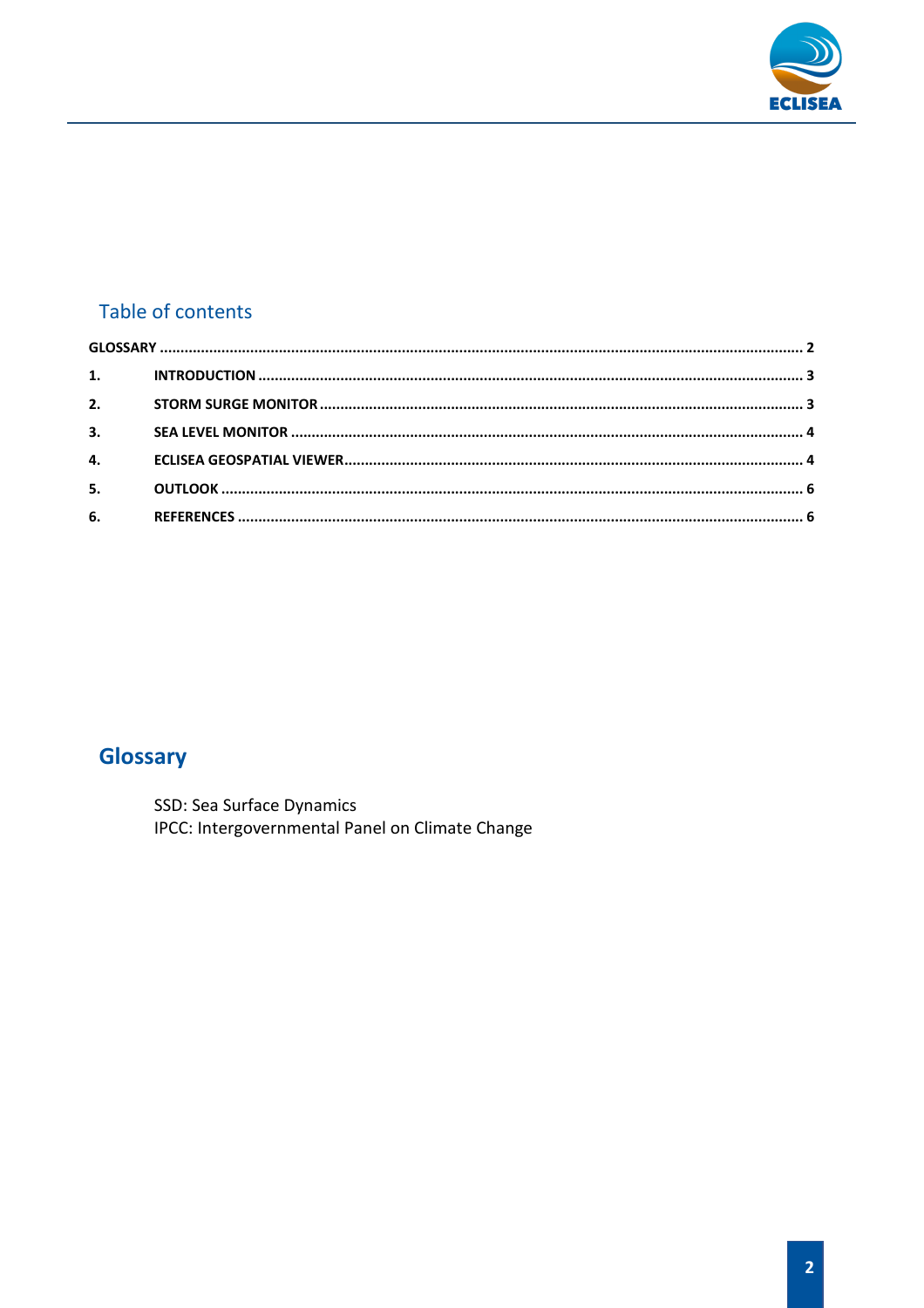## Table of contents

GLOSSARY ....................................................................................................................................................... 2

1. INTRODUCTION ..................................................................................................................................... 3
2. STORM SURGE MONITOR ..................................................................................................................... 3
3. SEA LEVEL MONITOR ............................................................................................................................ 4
4. ECLISEA GEOSPATIAL VIEWER.............................................................................................................. 4
5. OUTLOOK .............................................................................................................................................. 6
6. REFERENCES .......................................................................................................................................... 6

# Glossary

SSD: Sea Surface Dynamics
IPCC: Intergovernmental Panel on Climate Change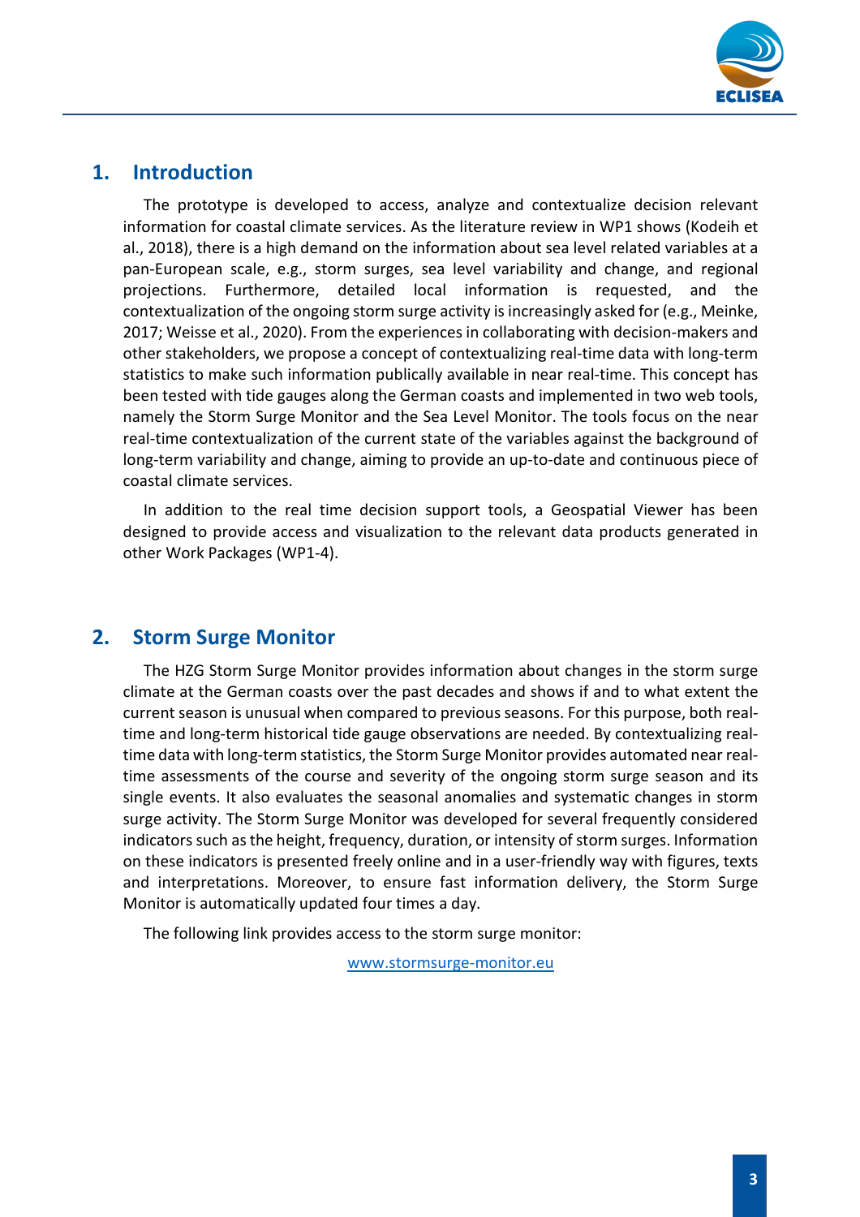## 1. Introduction

The prototype is developed to access, analyze and contextualize decision relevant information for coastal climate services. As the literature review in WP1 shows (Kodeih et al., 2018), there is a high demand on the information about sea level related variables at a pan-European scale, e.g., storm surges, sea level variability and change, and regional projections. Furthermore, detailed local information is requested, and the contextualization of the ongoing storm surge activity is increasingly asked for (e.g., Meinke, 2017; Weisse et al., 2020). From the experiences in collaborating with decision-makers and other stakeholders, we propose a concept of contextualizing real-time data with long-term statistics to make such information publically available in near real-time. This concept has been tested with tide gauges along the German coasts and implemented in two web tools, namely the Storm Surge Monitor and the Sea Level Monitor. The tools focus on the near real-time contextualization of the current state of the variables against the background of long-term variability and change, aiming to provide an up-to-date and continuous piece of coastal climate services.

In addition to the real time decision support tools, a Geospatial Viewer has been designed to provide access and visualization to the relevant data products generated in other Work Packages (WP1-4).

## 2. Storm Surge Monitor

The HZG Storm Surge Monitor provides information about changes in the storm surge climate at the German coasts over the past decades and shows if and to what extent the current season is unusual when compared to previous seasons. For this purpose, both real-time and long-term historical tide gauge observations are needed. By contextualizing real-time data with long-term statistics, the Storm Surge Monitor provides automated near real-time assessments of the course and severity of the ongoing storm surge season and its single events. It also evaluates the seasonal anomalies and systematic changes in storm surge activity. The Storm Surge Monitor was developed for several frequently considered indicators such as the height, frequency, duration, or intensity of storm surges. Information on these indicators is presented freely online and in a user-friendly way with figures, texts and interpretations. Moreover, to ensure fast information delivery, the Storm Surge Monitor is automatically updated four times a day.

The following link provides access to the storm surge monitor:

www.stormsurge-monitor.eu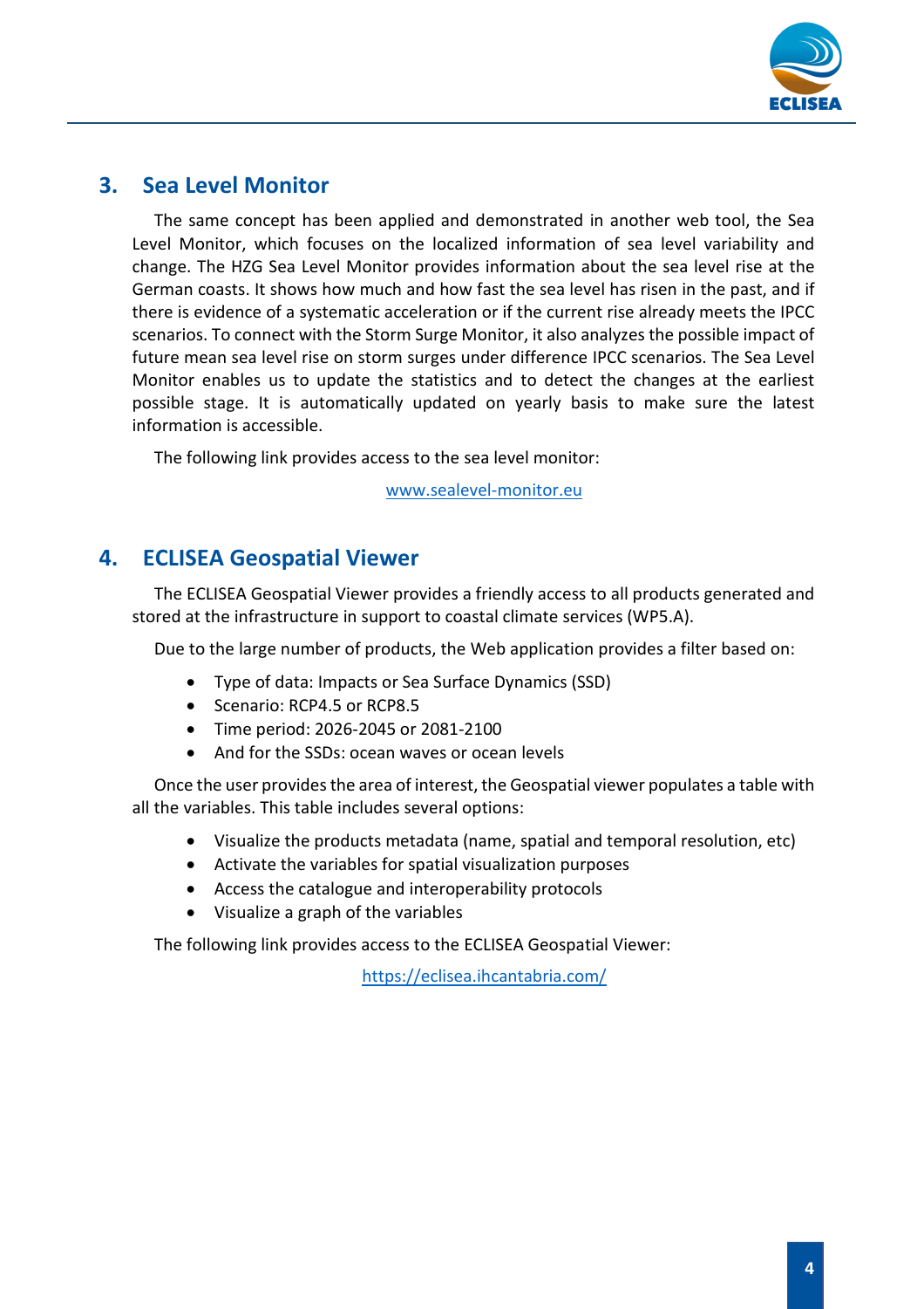## 3. Sea Level Monitor

The same concept has been applied and demonstrated in another web tool, the Sea Level Monitor, which focuses on the localized information of sea level variability and change. The HZG Sea Level Monitor provides information about the sea level rise at the German coasts. It shows how much and how fast the sea level has risen in the past, and if there is evidence of a systematic acceleration or if the current rise already meets the IPCC scenarios. To connect with the Storm Surge Monitor, it also analyzes the possible impact of future mean sea level rise on storm surges under difference IPCC scenarios. The Sea Level Monitor enables us to update the statistics and to detect the changes at the earliest possible stage. It is automatically updated on yearly basis to make sure the latest information is accessible.

The following link provides access to the sea level monitor:

www.sealevel-monitor.eu

## 4. ECLISEA Geospatial Viewer

The ECLISEA Geospatial Viewer provides a friendly access to all products generated and stored at the infrastructure in support to coastal climate services (WP5.A).

Due to the large number of products, the Web application provides a filter based on:

- Type of data: Impacts or Sea Surface Dynamics (SSD)
- Scenario: RCP4.5 or RCP8.5
- Time period: 2026-2045 or 2081-2100
- And for the SSDs: ocean waves or ocean levels

Once the user provides the area of interest, the Geospatial viewer populates a table with all the variables. This table includes several options:

- Visualize the products metadata (name, spatial and temporal resolution, etc)
- Activate the variables for spatial visualization purposes
- Access the catalogue and interoperability protocols
- Visualize a graph of the variables

The following link provides access to the ECLISEA Geospatial Viewer:

https://eclisea.ihcantabria.com/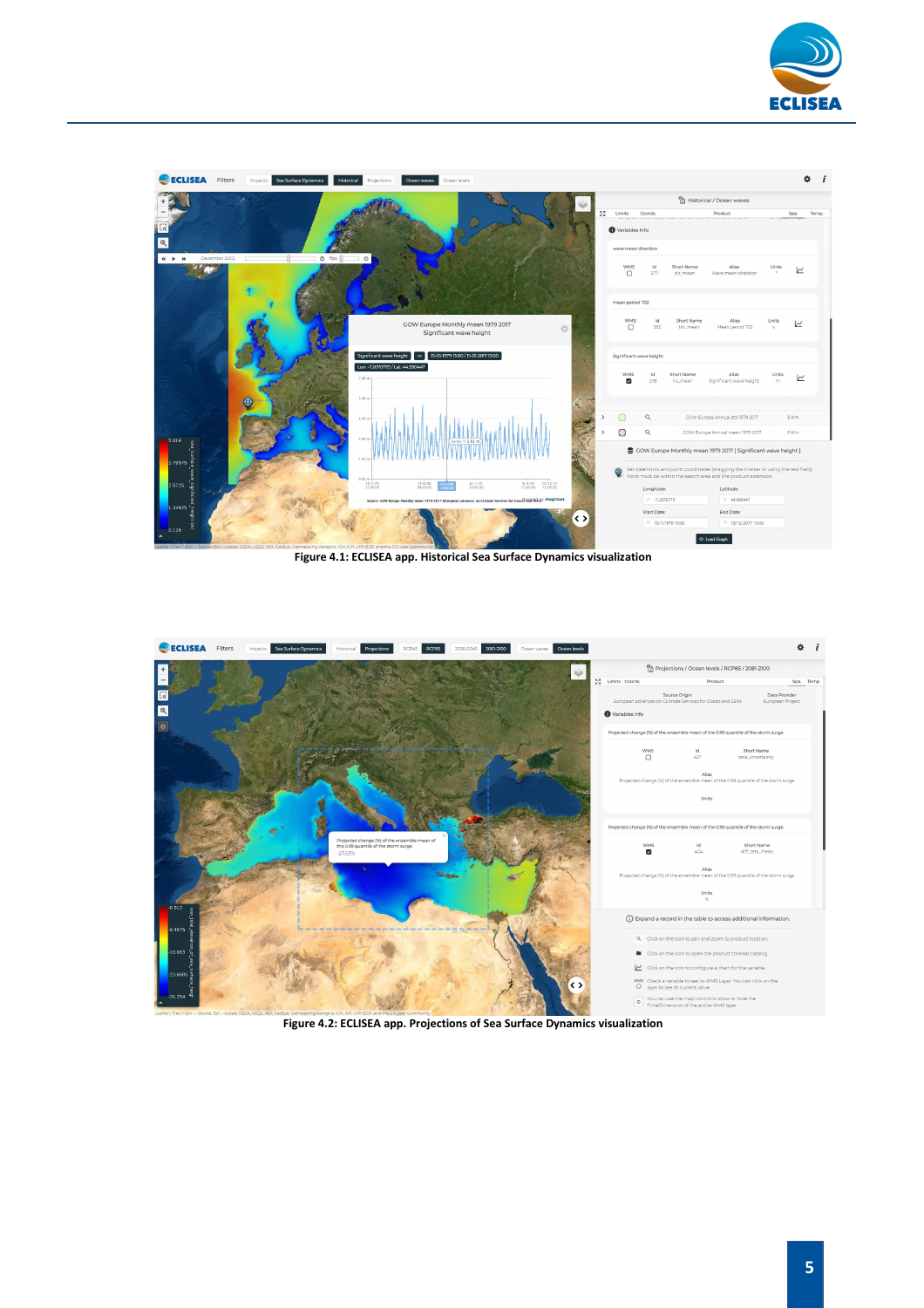Figure 4.1: ECLISEA app. Historical Sea Surface Dynamics visualization

Figure 4.2: ECLISEA app. Projections of Sea Surface Dynamics visualization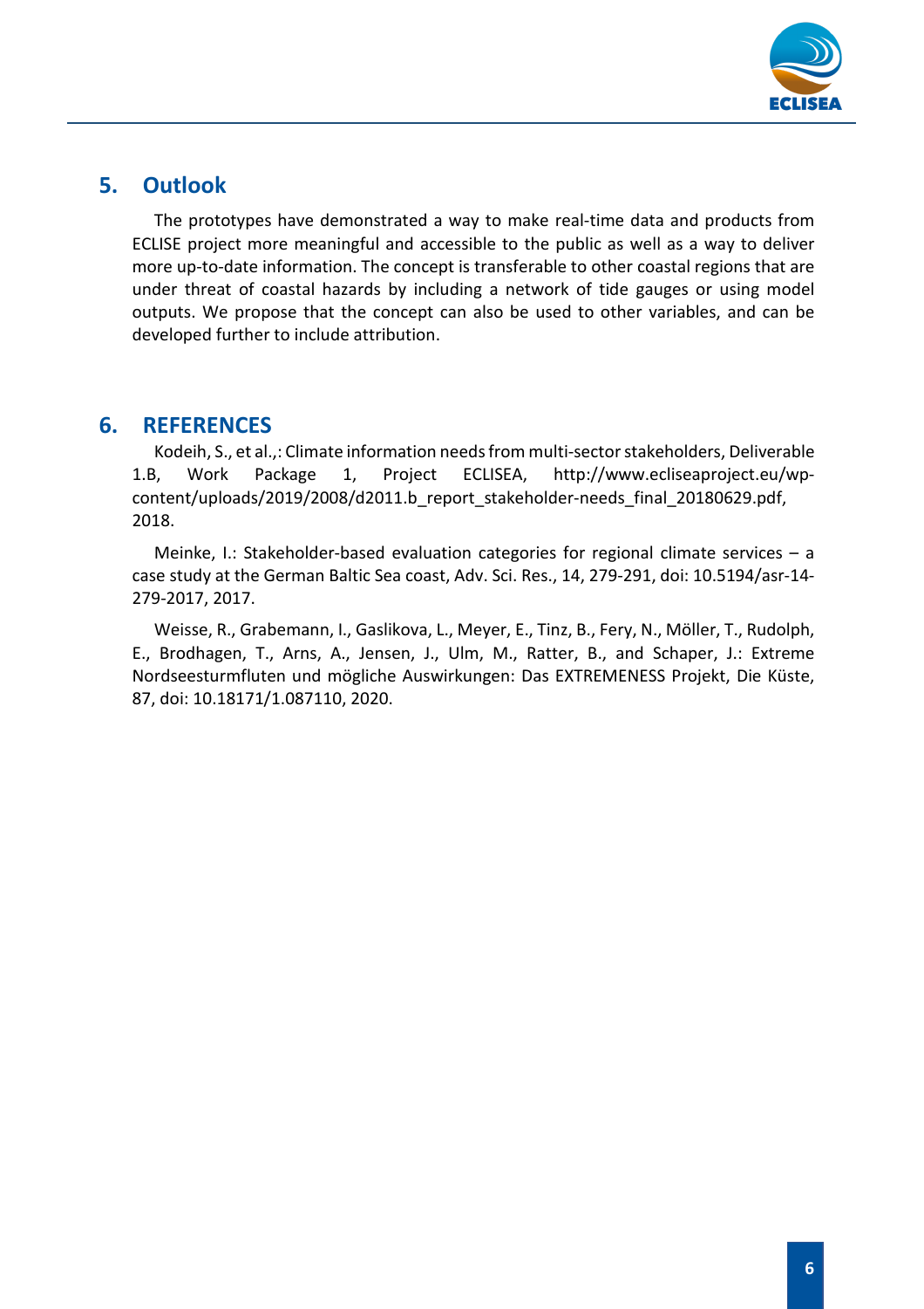## 5. Outlook

The prototypes have demonstrated a way to make real-time data and products from ECLISE project more meaningful and accessible to the public as well as a way to deliver more up-to-date information. The concept is transferable to other coastal regions that are under threat of coastal hazards by including a network of tide gauges or using model outputs. We propose that the concept can also be used to other variables, and can be developed further to include attribution.

## 6. REFERENCES

Kodeih, S., et al.,: Climate information needs from multi-sector stakeholders, Deliverable 1.B, Work Package 1, Project ECLISEA, http://www.ecliseaproject.eu/wp-content/uploads/2019/2008/d2011.b_report_stakeholder-needs_final_20180629.pdf, 2018.

Meinke, I.: Stakeholder-based evaluation categories for regional climate services – a case study at the German Baltic Sea coast, Adv. Sci. Res., 14, 279-291, doi: 10.5194/asr-14-279-2017, 2017.

Weisse, R., Grabemann, I., Gaslikova, L., Meyer, E., Tinz, B., Fery, N., Möller, T., Rudolph, E., Brodhagen, T., Arns, A., Jensen, J., Ulm, M., Ratter, B., and Schaper, J.: Extreme Nordseesturmfluten und mögliche Auswirkungen: Das EXTREMENESS Projekt, Die Küste, 87, doi: 10.18171/1.087110, 2020.